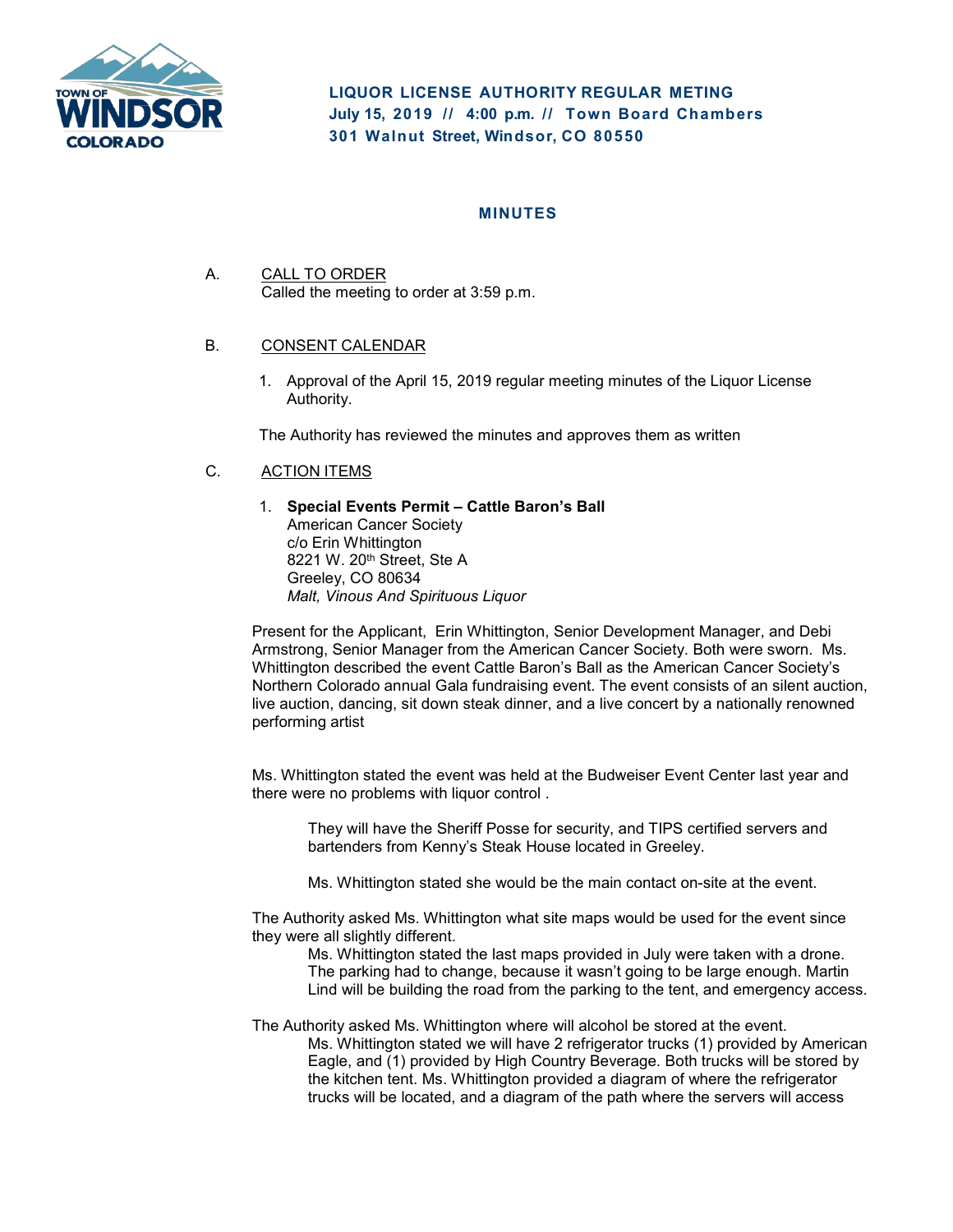# LIQUOR LICENSE AUTHORITY REGULAR METING

**July 15, 2019 // 4:00 p.m. // Town Board Chambers**
**301 Walnut Street, Windsor, CO 80550**

## MINUTES

A. CALL TO ORDER
Called the meeting to order at 3:59 p.m.

B. CONSENT CALENDAR

1. Approval of the April 15, 2019 regular meeting minutes of the Liquor License Authority.

The Authority has reviewed the minutes and approves them as written

C. ACTION ITEMS

1. **Special Events Permit – Cattle Baron's Ball**
American Cancer Society
c/o Erin Whittington
8221 W. 20th Street, Ste A
Greeley, CO 80634
*Malt, Vinous And Spirituous Liquor*

Present for the Applicant, Erin Whittington, Senior Development Manager, and Debi Armstrong, Senior Manager from the American Cancer Society. Both were sworn. Ms. Whittington described the event Cattle Baron's Ball as the American Cancer Society's Northern Colorado annual Gala fundraising event. The event consists of an silent auction, live auction, dancing, sit down steak dinner, and a live concert by a nationally renowned performing artist

Ms. Whittington stated the event was held at the Budweiser Event Center last year and there were no problems with liquor control .

They will have the Sheriff Posse for security, and TIPS certified servers and bartenders from Kenny's Steak House located in Greeley.

Ms. Whittington stated she would be the main contact on-site at the event.

The Authority asked Ms. Whittington what site maps would be used for the event since they were all slightly different.

Ms. Whittington stated the last maps provided in July were taken with a drone. The parking had to change, because it wasn't going to be large enough. Martin Lind will be building the road from the parking to the tent, and emergency access.

The Authority asked Ms. Whittington where will alcohol be stored at the event.

Ms. Whittington stated we will have 2 refrigerator trucks (1) provided by American Eagle, and (1) provided by High Country Beverage. Both trucks will be stored by the kitchen tent. Ms. Whittington provided a diagram of where the refrigerator trucks will be located, and a diagram of the path where the servers will access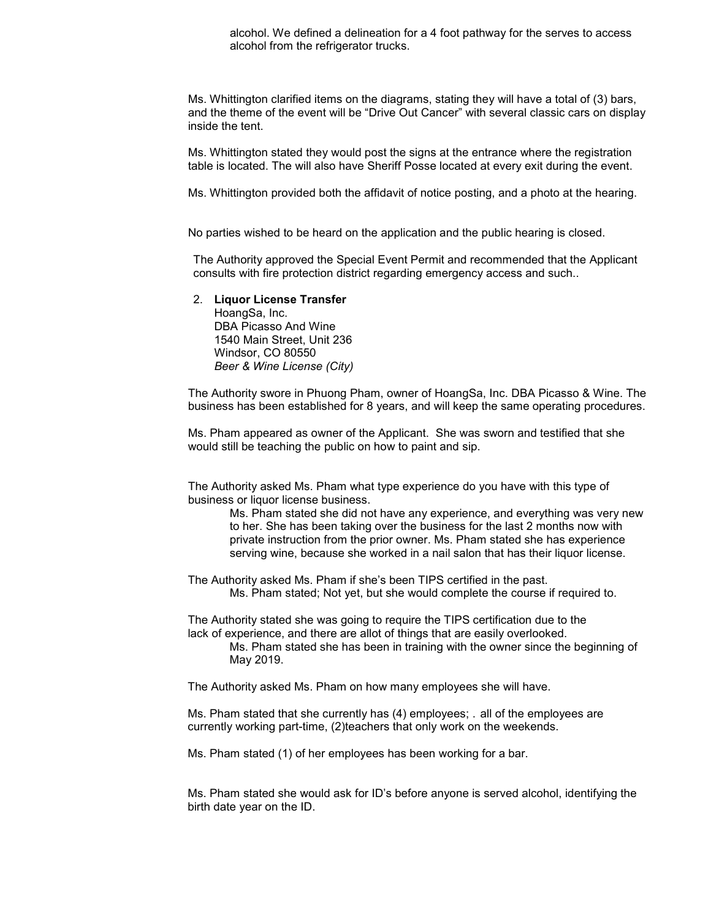alcohol. We defined a delineation for a 4 foot pathway for the serves to access alcohol from the refrigerator trucks.

Ms. Whittington clarified items on the diagrams, stating they will have a total of (3) bars, and the theme of the event will be "Drive Out Cancer" with several classic cars on display inside the tent.

Ms. Whittington stated they would post the signs at the entrance where the registration table is located. The will also have Sheriff Posse located at every exit during the event.

Ms. Whittington provided both the affidavit of notice posting, and a photo at the hearing.

No parties wished to be heard on the application and the public hearing is closed.

The Authority approved the Special Event Permit and recommended that the Applicant consults with fire protection district regarding emergency access and such..

2. **Liquor License Transfer**
   HoangSa, Inc.
   DBA Picasso And Wine
   1540 Main Street, Unit 236
   Windsor, CO 80550
   *Beer & Wine License (City)*

The Authority swore in Phuong Pham, owner of HoangSa, Inc. DBA Picasso & Wine. The business has been established for 8 years, and will keep the same operating procedures.

Ms. Pham appeared as owner of the Applicant. She was sworn and testified that she would still be teaching the public on how to paint and sip.

The Authority asked Ms. Pham what type experience do you have with this type of business or liquor license business.

> Ms. Pham stated she did not have any experience, and everything was very new to her. She has been taking over the business for the last 2 months now with private instruction from the prior owner. Ms. Pham stated she has experience serving wine, because she worked in a nail salon that has their liquor license.

The Authority asked Ms. Pham if she's been TIPS certified in the past.

> Ms. Pham stated; Not yet, but she would complete the course if required to.

The Authority stated she was going to require the TIPS certification due to the lack of experience, and there are allot of things that are easily overlooked.

> Ms. Pham stated she has been in training with the owner since the beginning of May 2019.

The Authority asked Ms. Pham on how many employees she will have.

Ms. Pham stated that she currently has (4) employees; . all of the employees are currently working part-time, (2)teachers that only work on the weekends.

Ms. Pham stated (1) of her employees has been working for a bar.

Ms. Pham stated she would ask for ID's before anyone is served alcohol, identifying the birth date year on the ID.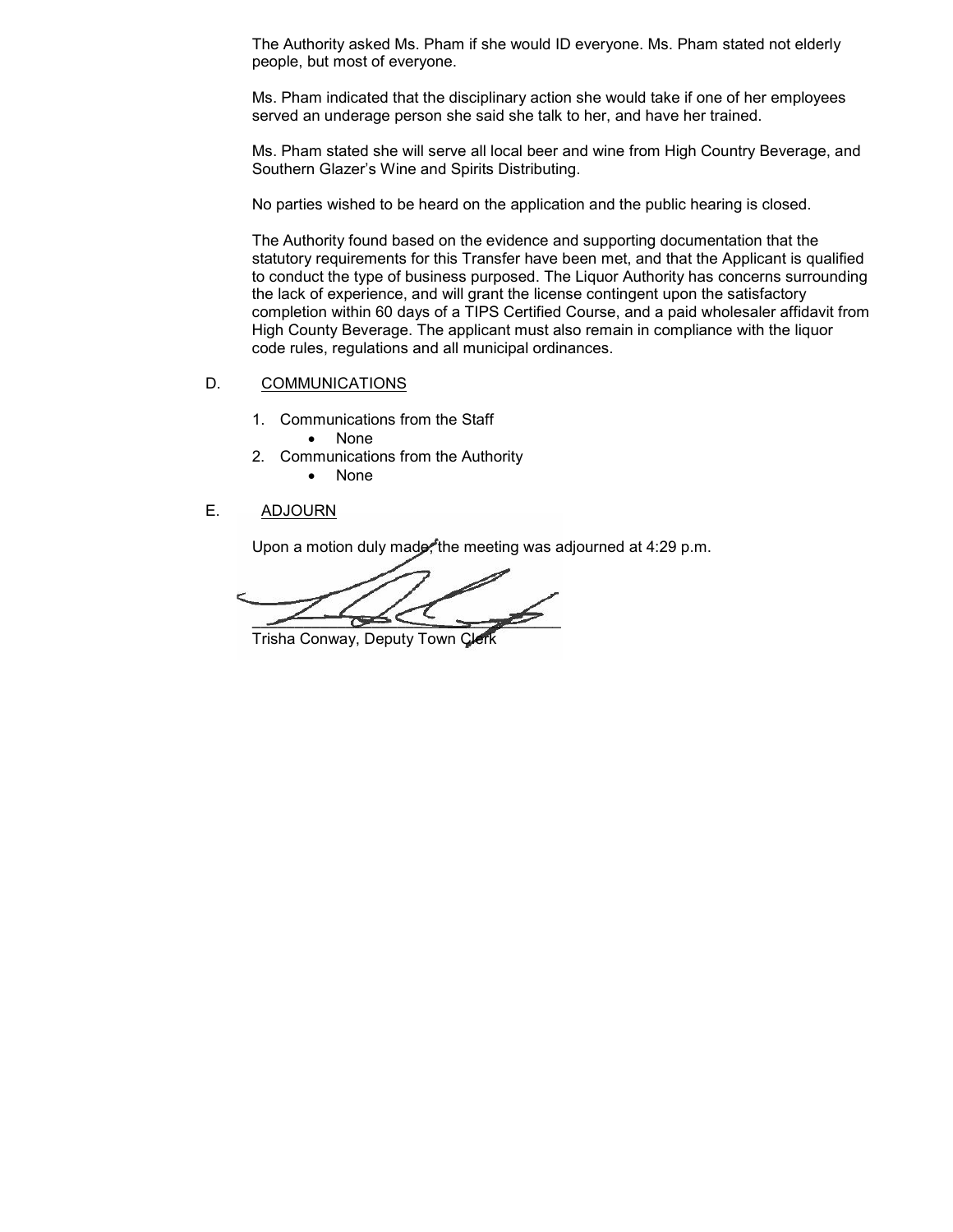The Authority asked Ms. Pham if she would ID everyone. Ms. Pham stated not elderly people, but most of everyone.

Ms. Pham indicated that the disciplinary action she would take if one of her employees served an underage person she said she talk to her, and have her trained.

Ms. Pham stated she will serve all local beer and wine from High Country Beverage, and Southern Glazer's Wine and Spirits Distributing.

No parties wished to be heard on the application and the public hearing is closed.

The Authority found based on the evidence and supporting documentation that the statutory requirements for this Transfer have been met, and that the Applicant is qualified to conduct the type of business purposed. The Liquor Authority has concerns surrounding the lack of experience, and will grant the license contingent upon the satisfactory completion within 60 days of a TIPS Certified Course, and a paid wholesaler affidavit from High County Beverage. The applicant must also remain in compliance with the liquor code rules, regulations and all municipal ordinances.

D. COMMUNICATIONS

1. Communications from the Staff
   - None
2. Communications from the Authority
   - None

E. ADJOURN

Upon a motion duly made, the meeting was adjourned at 4:29 p.m.

Trisha Conway, Deputy Town Clerk